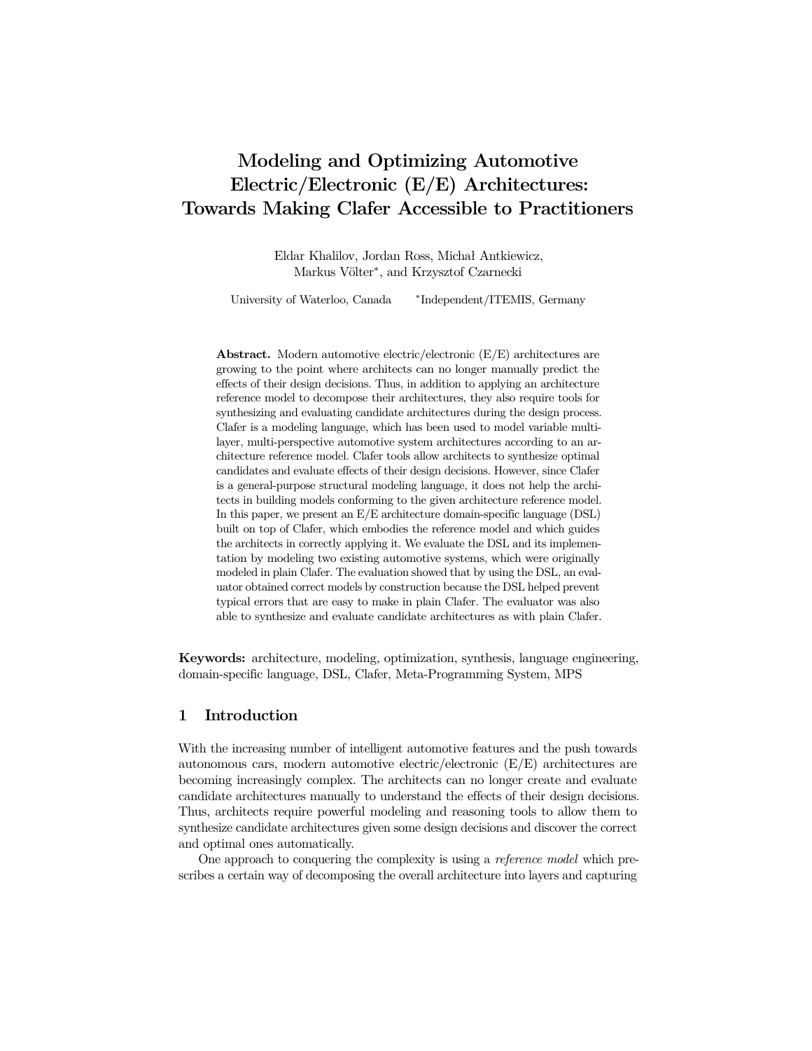# Modeling and Optimizing Automotive Electric/Electronic (E/E) Architectures: Towards Making Clafer Accessible to Practitioners

Eldar Khalilov, Jordan Ross, Michał Antkiewicz, Markus Völter[*], and Krzysztof Czarnecki

University of Waterloo, Canada [*]Independent/ITEMIS, Germany

**Abstract.** Modern automotive electric/electronic (E/E) architectures are growing to the point where architects can no longer manually predict the effects of their design decisions. Thus, in addition to applying an architecture reference model to decompose their architectures, they also require tools for synthesizing and evaluating candidate architectures during the design process. Clafer is a modeling language, which has been used to model variable multi-layer, multi-perspective automotive system architectures according to an architecture reference model. Clafer tools allow architects to synthesize optimal candidates and evaluate effects of their design decisions. However, since Clafer is a general-purpose structural modeling language, it does not help the architects in building models conforming to the given architecture reference model. In this paper, we present an E/E architecture domain-specific language (DSL) built on top of Clafer, which embodies the reference model and which guides the architects in correctly applying it. We evaluate the DSL and its implementation by modeling two existing automotive systems, which were originally modeled in plain Clafer. The evaluation showed that by using the DSL, an evaluator obtained correct models by construction because the DSL helped prevent typical errors that are easy to make in plain Clafer. The evaluator was also able to synthesize and evaluate candidate architectures as with plain Clafer.

**Keywords:** architecture, modeling, optimization, synthesis, language engineering, domain-specific language, DSL, Clafer, Meta-Programming System, MPS

## 1 Introduction

With the increasing number of intelligent automotive features and the push towards autonomous cars, modern automotive electric/electronic (E/E) architectures are becoming increasingly complex. The architects can no longer create and evaluate candidate architectures manually to understand the effects of their design decisions. Thus, architects require powerful modeling and reasoning tools to allow them to synthesize candidate architectures given some design decisions and discover the correct and optimal ones automatically.

One approach to conquering the complexity is using a *reference model* which prescribes a certain way of decomposing the overall architecture into layers and capturing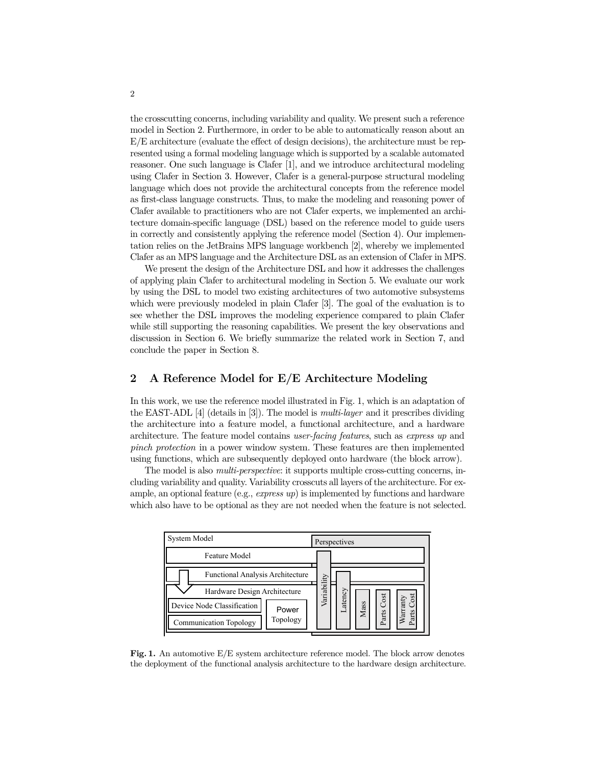the crosscutting concerns, including variability and quality. We present such a reference model in Section 2. Furthermore, in order to be able to automatically reason about an E/E architecture (evaluate the effect of design decisions), the architecture must be represented using a formal modeling language which is supported by a scalable automated reasoner. One such language is Clafer [1], and we introduce architectural modeling using Clafer in Section 3. However, Clafer is a general-purpose structural modeling language which does not provide the architectural concepts from the reference model as first-class language constructs. Thus, to make the modeling and reasoning power of Clafer available to practitioners who are not Clafer experts, we implemented an architecture domain-specific language (DSL) based on the reference model to guide users in correctly and consistently applying the reference model (Section 4). Our implementation relies on the JetBrains MPS language workbench [2], whereby we implemented Clafer as an MPS language and the Architecture DSL as an extension of Clafer in MPS.

We present the design of the Architecture DSL and how it addresses the challenges of applying plain Clafer to architectural modeling in Section 5. We evaluate our work by using the DSL to model two existing architectures of two automotive subsystems which were previously modeled in plain Clafer [3]. The goal of the evaluation is to see whether the DSL improves the modeling experience compared to plain Clafer while still supporting the reasoning capabilities. We present the key observations and discussion in Section 6. We briefly summarize the related work in Section 7, and conclude the paper in Section 8.

## 2 A Reference Model for E/E Architecture Modeling

In this work, we use the reference model illustrated in Fig. 1, which is an adaptation of the EAST-ADL [4] (details in [3]). The model is *multi-layer* and it prescribes dividing the architecture into a feature model, a functional architecture, and a hardware architecture. The feature model contains *user-facing features*, such as *express up* and *pinch protection* in a power window system. These features are then implemented using functions, which are subsequently deployed onto hardware (the block arrow).

The model is also *multi-perspective*: it supports multiple cross-cutting concerns, including variability and quality. Variability crosscuts all layers of the architecture. For example, an optional feature (e.g., *express up*) is implemented by functions and hardware which also have to be optional as they are not needed when the feature is not selected.

**Fig. 1.** An automotive E/E system architecture reference model. The block arrow denotes the deployment of the functional analysis architecture to the hardware design architecture.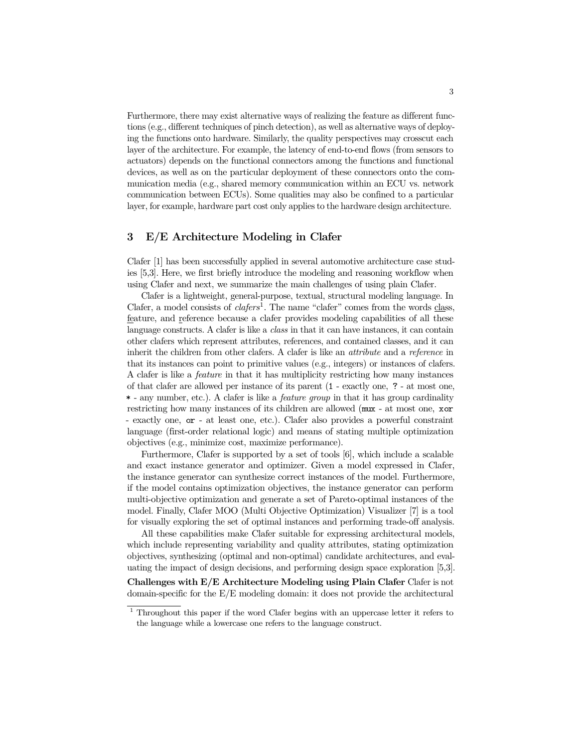Furthermore, there may exist alternative ways of realizing the feature as different functions (e.g., different techniques of pinch detection), as well as alternative ways of deploying the functions onto hardware. Similarly, the quality perspectives may crosscut each layer of the architecture. For example, the latency of end-to-end flows (from sensors to actuators) depends on the functional connectors among the functions and functional devices, as well as on the particular deployment of these connectors onto the communication media (e.g., shared memory communication within an ECU vs. network communication between ECUs). Some qualities may also be confined to a particular layer, for example, hardware part cost only applies to the hardware design architecture.

## 3 E/E Architecture Modeling in Clafer

Clafer [1] has been successfully applied in several automotive architecture case studies [5,3]. Here, we first briefly introduce the modeling and reasoning workflow when using Clafer and next, we summarize the main challenges of using plain Clafer.

Clafer is a lightweight, general-purpose, textual, structural modeling language. In Clafer, a model consists of *clafers*[1]. The name "clafer" comes from the words class, feature, and reference because a clafer provides modeling capabilities of all these language constructs. A clafer is like a *class* in that it can have instances, it can contain other clafers which represent attributes, references, and contained classes, and it can inherit the children from other clafers. A clafer is like an *attribute* and a *reference* in that its instances can point to primitive values (e.g., integers) or instances of clafers. A clafer is like a *feature* in that it has multiplicity restricting how many instances of that clafer are allowed per instance of its parent (`1` - exactly one, `?` - at most one, `*` - any number, etc.). A clafer is like a *feature group* in that it has group cardinality restricting how many instances of its children are allowed (`mux` - at most one, `xor` - exactly one, `or` - at least one, etc.). Clafer also provides a powerful constraint language (first-order relational logic) and means of stating multiple optimization objectives (e.g., minimize cost, maximize performance).

Furthermore, Clafer is supported by a set of tools [6], which include a scalable and exact instance generator and optimizer. Given a model expressed in Clafer, the instance generator can synthesize correct instances of the model. Furthermore, if the model contains optimization objectives, the instance generator can perform multi-objective optimization and generate a set of Pareto-optimal instances of the model. Finally, Clafer MOO (Multi Objective Optimization) Visualizer [7] is a tool for visually exploring the set of optimal instances and performing trade-off analysis.

All these capabilities make Clafer suitable for expressing architectural models, which include representing variability and quality attributes, stating optimization objectives, synthesizing (optimal and non-optimal) candidate architectures, and evaluating the impact of design decisions, and performing design space exploration [5,3].

**Challenges with E/E Architecture Modeling using Plain Clafer** Clafer is not domain-specific for the E/E modeling domain: it does not provide the architectural

[1] Throughout this paper if the word Clafer begins with an uppercase letter it refers to the language while a lowercase one refers to the language construct.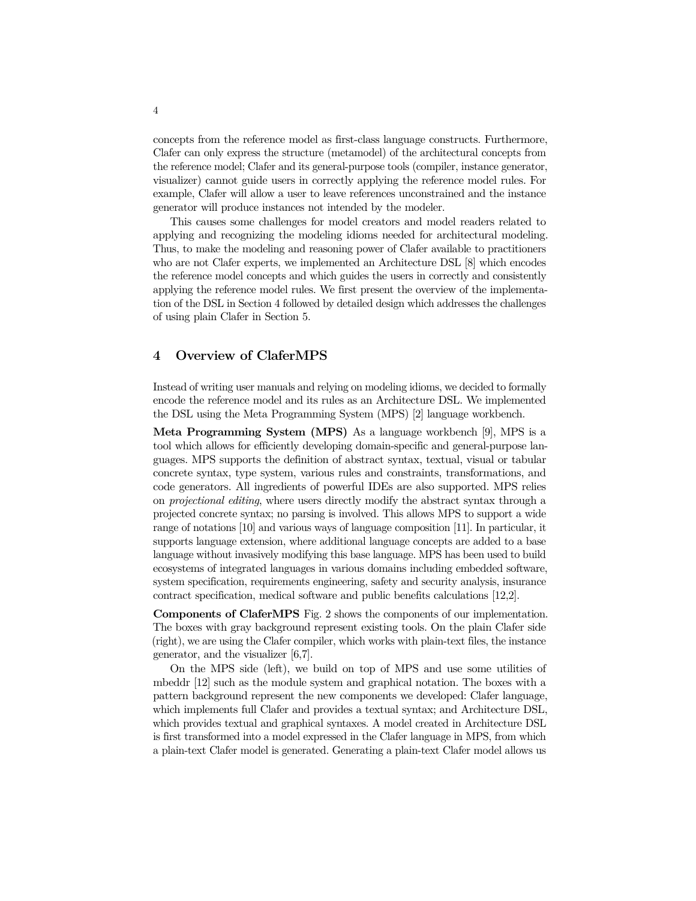concepts from the reference model as first-class language constructs. Furthermore, Clafer can only express the structure (metamodel) of the architectural concepts from the reference model; Clafer and its general-purpose tools (compiler, instance generator, visualizer) cannot guide users in correctly applying the reference model rules. For example, Clafer will allow a user to leave references unconstrained and the instance generator will produce instances not intended by the modeler.

This causes some challenges for model creators and model readers related to applying and recognizing the modeling idioms needed for architectural modeling. Thus, to make the modeling and reasoning power of Clafer available to practitioners who are not Clafer experts, we implemented an Architecture DSL [8] which encodes the reference model concepts and which guides the users in correctly and consistently applying the reference model rules. We first present the overview of the implementation of the DSL in Section 4 followed by detailed design which addresses the challenges of using plain Clafer in Section 5.

## 4 Overview of ClaferMPS

Instead of writing user manuals and relying on modeling idioms, we decided to formally encode the reference model and its rules as an Architecture DSL. We implemented the DSL using the Meta Programming System (MPS) [2] language workbench.

**Meta Programming System (MPS)** As a language workbench [9], MPS is a tool which allows for efficiently developing domain-specific and general-purpose languages. MPS supports the definition of abstract syntax, textual, visual or tabular concrete syntax, type system, various rules and constraints, transformations, and code generators. All ingredients of powerful IDEs are also supported. MPS relies on *projectional editing*, where users directly modify the abstract syntax through a projected concrete syntax; no parsing is involved. This allows MPS to support a wide range of notations [10] and various ways of language composition [11]. In particular, it supports language extension, where additional language concepts are added to a base language without invasively modifying this base language. MPS has been used to build ecosystems of integrated languages in various domains including embedded software, system specification, requirements engineering, safety and security analysis, insurance contract specification, medical software and public benefits calculations [12,2].

**Components of ClaferMPS** Fig. 2 shows the components of our implementation. The boxes with gray background represent existing tools. On the plain Clafer side (right), we are using the Clafer compiler, which works with plain-text files, the instance generator, and the visualizer [6,7].

On the MPS side (left), we build on top of MPS and use some utilities of mbeddr [12] such as the module system and graphical notation. The boxes with a pattern background represent the new components we developed: Clafer language, which implements full Clafer and provides a textual syntax; and Architecture DSL, which provides textual and graphical syntaxes. A model created in Architecture DSL is first transformed into a model expressed in the Clafer language in MPS, from which a plain-text Clafer model is generated. Generating a plain-text Clafer model allows us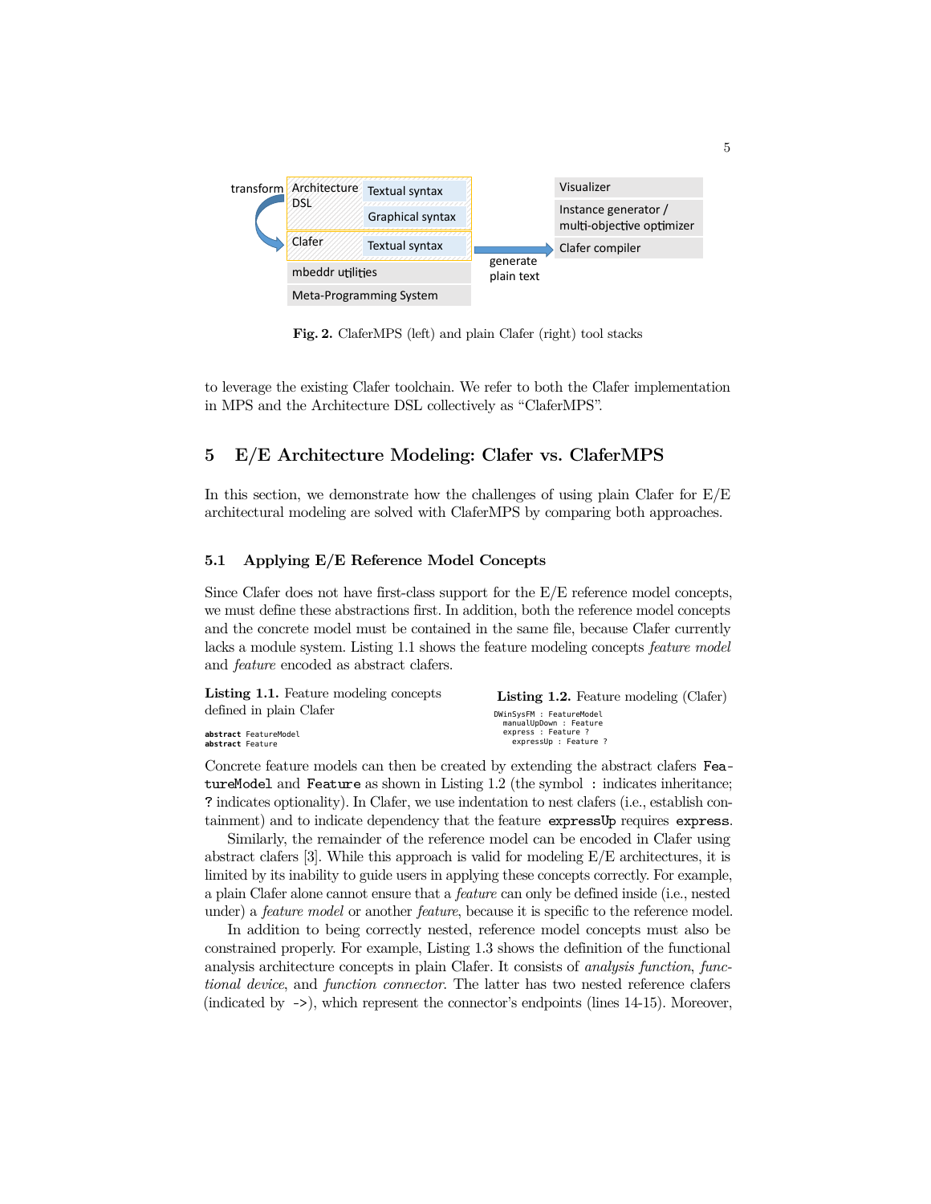Fig. 2. ClaferMPS (left) and plain Clafer (right) tool stacks

to leverage the existing Clafer toolchain. We refer to both the Clafer implementation in MPS and the Architecture DSL collectively as "ClaferMPS".

## 5 E/E Architecture Modeling: Clafer vs. ClaferMPS

In this section, we demonstrate how the challenges of using plain Clafer for E/E architectural modeling are solved with ClaferMPS by comparing both approaches.

### 5.1 Applying E/E Reference Model Concepts

Since Clafer does not have first-class support for the E/E reference model concepts, we must define these abstractions first. In addition, both the reference model concepts and the concrete model must be contained in the same file, because Clafer currently lacks a module system. Listing 1.1 shows the feature modeling concepts *feature model* and *feature* encoded as abstract clafers.

**Listing 1.1.** Feature modeling concepts defined in plain Clafer

```
abstract FeatureModel
abstract Feature
```

**Listing 1.2.** Feature modeling (Clafer)

```
DWinSysFM : FeatureModel
  manualUpDown : Feature
  express : Feature ?
    expressUp : Feature ?
```

Concrete feature models can then be created by extending the abstract clafers `FeatureModel` and `Feature` as shown in Listing 1.2 (the symbol `:` indicates inheritance; `?` indicates optionality). In Clafer, we use indentation to nest clafers (i.e., establish containment) and to indicate dependency that the feature `expressUp` requires `express`.

Similarly, the remainder of the reference model can be encoded in Clafer using abstract clafers [3]. While this approach is valid for modeling E/E architectures, it is limited by its inability to guide users in applying these concepts correctly. For example, a plain Clafer alone cannot ensure that a *feature* can only be defined inside (i.e., nested under) a *feature model* or another *feature*, because it is specific to the reference model.

In addition to being correctly nested, reference model concepts must also be constrained properly. For example, Listing 1.3 shows the definition of the functional analysis architecture concepts in plain Clafer. It consists of *analysis function*, *functional device*, and *function connector*. The latter has two nested reference clafers (indicated by `->`), which represent the connector's endpoints (lines 14-15). Moreover,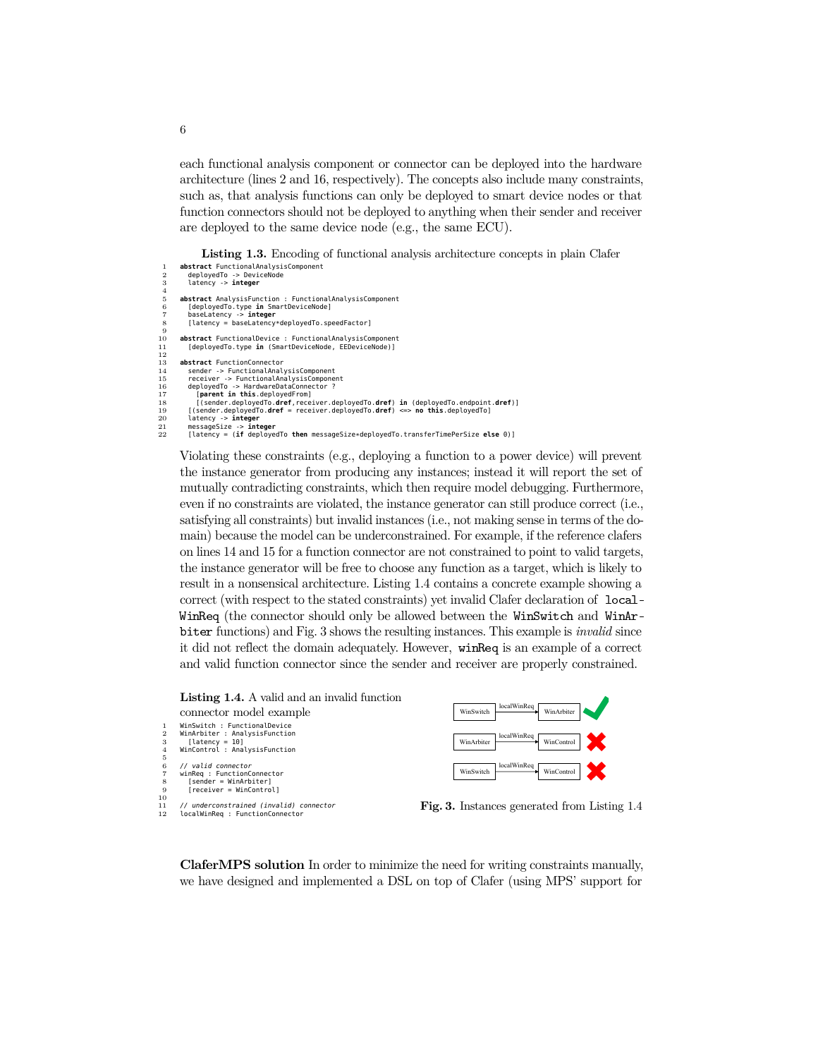each functional analysis component or connector can be deployed into the hardware architecture (lines 2 and 16, respectively). The concepts also include many constraints, such as, that analysis functions can only be deployed to smart device nodes or that function connectors should not be deployed to anything when their sender and receiver are deployed to the same device node (e.g., the same ECU).

**Listing 1.3.** Encoding of functional analysis architecture concepts in plain Clafer

```
abstract FunctionalAnalysisComponent
  deployedTo -> DeviceNode
  latency -> integer

abstract AnalysisFunction : FunctionalAnalysisComponent
  [deployedTo.type in SmartDeviceNode]
  baseLatency -> integer
  [latency = baseLatency*deployedTo.speedFactor]

abstract FunctionalDevice : FunctionalAnalysisComponent
  [deployedTo.type in (SmartDeviceNode, EEDeviceNode)]

abstract FunctionConnector
  sender -> FunctionalAnalysisComponent
  receiver -> FunctionalAnalysisComponent
  deployedTo -> HardwareDataConnector ?
    [parent in this.deployedFrom]
    [(sender.deployedTo.dref,receiver.deployedTo.dref) in (deployedTo.endpoint.dref)]
  [(sender.deployedTo.dref = receiver.deployedTo.dref) <=> no this.deployedTo]
  latency -> integer
  messageSize -> integer
  [latency = (if deployedTo then messageSize*deployedTo.transferTimePerSize else 0)]
```

Violating these constraints (e.g., deploying a function to a power device) will prevent the instance generator from producing any instances; instead it will report the set of mutually contradicting constraints, which then require model debugging. Furthermore, even if no constraints are violated, the instance generator can still produce correct (i.e., satisfying all constraints) but invalid instances (i.e., not making sense in terms of the domain) because the model can be underconstrained. For example, if the reference clafers on lines 14 and 15 for a function connector are not constrained to point to valid targets, the instance generator will be free to choose any function as a target, which is likely to result in a nonsensical architecture. Listing 1.4 contains a concrete example showing a correct (with respect to the stated constraints) yet invalid Clafer declaration of `localWinReq` (the connector should only be allowed between the `WinSwitch` and `WinArbiter` functions) and Fig. 3 shows the resulting instances. This example is *invalid* since it did not reflect the domain adequately. However, `winReq` is an example of a correct and valid function connector since the sender and receiver are properly constrained.

**Listing 1.4.** A valid and an invalid function connector model example

```
WinSwitch : FunctionalDevice
WinArbiter : AnalysisFunction
  [latency = 10]
WinControl : AnalysisFunction

// valid connector
winReq : FunctionConnector
  [sender = WinArbiter]
  [receiver = WinControl]

// underconstrained (invalid) connector
localWinReq : FunctionConnector
```

| Sender | Connector | Receiver | |
|---|---|---|---|
| WinSwitch | localWinReq | WinArbiter | ✔ |
| WinArbiter | localWinReq | WinControl | ✘ |
| WinSwitch | localWinReq | WinControl | ✘ |

**Fig. 3.** Instances generated from Listing 1.4

**ClaferMPS solution** In order to minimize the need for writing constraints manually, we have designed and implemented a DSL on top of Clafer (using MPS' support for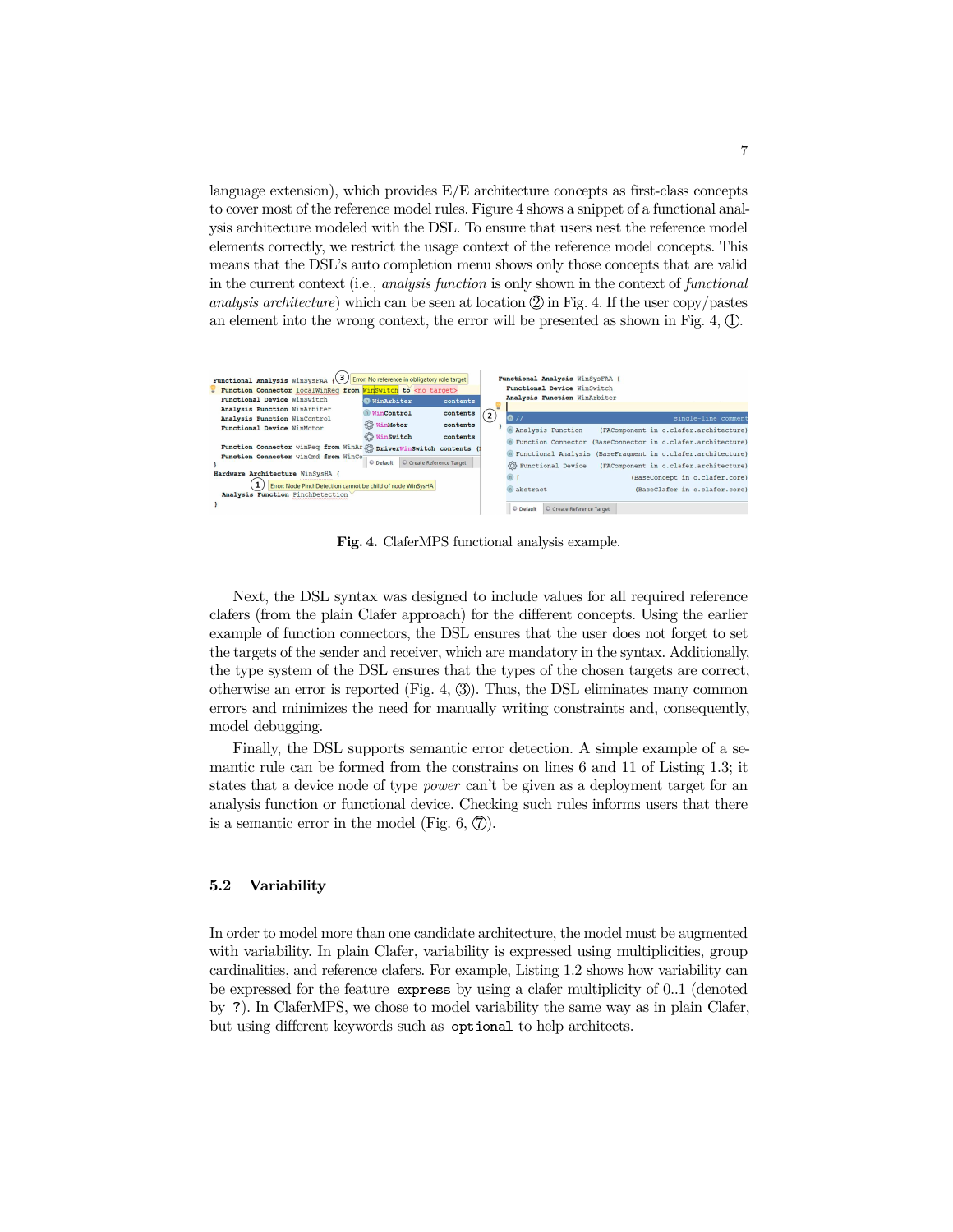language extension), which provides E/E architecture concepts as first-class concepts to cover most of the reference model rules. Figure 4 shows a snippet of a functional analysis architecture modeled with the DSL. To ensure that users nest the reference model elements correctly, we restrict the usage context of the reference model concepts. This means that the DSL's auto completion menu shows only those concepts that are valid in the current context (i.e., *analysis function* is only shown in the context of *functional analysis architecture*) which can be seen at location ② in Fig. 4. If the user copy/pastes an element into the wrong context, the error will be presented as shown in Fig. 4, ①.

**Fig. 4.** ClaferMPS functional analysis example.

Next, the DSL syntax was designed to include values for all required reference clafers (from the plain Clafer approach) for the different concepts. Using the earlier example of function connectors, the DSL ensures that the user does not forget to set the targets of the sender and receiver, which are mandatory in the syntax. Additionally, the type system of the DSL ensures that the types of the chosen targets are correct, otherwise an error is reported (Fig. 4, ③). Thus, the DSL eliminates many common errors and minimizes the need for manually writing constraints and, consequently, model debugging.

Finally, the DSL supports semantic error detection. A simple example of a semantic rule can be formed from the constrains on lines 6 and 11 of Listing 1.3; it states that a device node of type *power* can't be given as a deployment target for an analysis function or functional device. Checking such rules informs users that there is a semantic error in the model (Fig. 6, ⑦).

### 5.2 Variability

In order to model more than one candidate architecture, the model must be augmented with variability. In plain Clafer, variability is expressed using multiplicities, group cardinalities, and reference clafers. For example, Listing 1.2 shows how variability can be expressed for the feature `express` by using a clafer multiplicity of 0..1 (denoted by `?`). In ClaferMPS, we chose to model variability the same way as in plain Clafer, but using different keywords such as `optional` to help architects.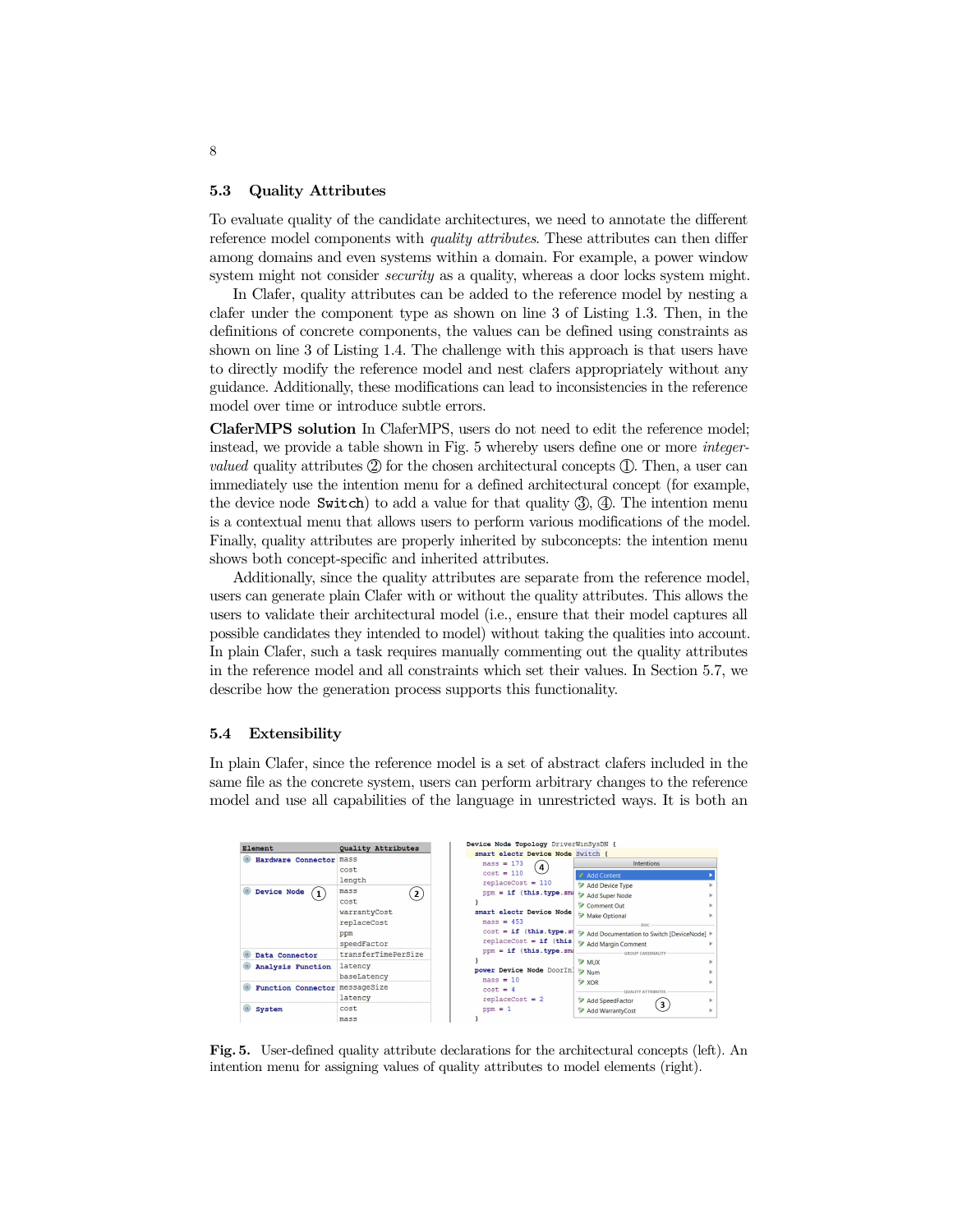## 5.3 Quality Attributes

To evaluate quality of the candidate architectures, we need to annotate the different reference model components with *quality attributes*. These attributes can then differ among domains and even systems within a domain. For example, a power window system might not consider *security* as a quality, whereas a door locks system might.

In Clafer, quality attributes can be added to the reference model by nesting a clafer under the component type as shown on line 3 of Listing 1.3. Then, in the definitions of concrete components, the values can be defined using constraints as shown on line 3 of Listing 1.4. The challenge with this approach is that users have to directly modify the reference model and nest clafers appropriately without any guidance. Additionally, these modifications can lead to inconsistencies in the reference model over time or introduce subtle errors.

**ClaferMPS solution** In ClaferMPS, users do not need to edit the reference model; instead, we provide a table shown in Fig. 5 whereby users define one or more *integer-valued* quality attributes ② for the chosen architectural concepts ①. Then, a user can immediately use the intention menu for a defined architectural concept (for example, the device node `Switch`) to add a value for that quality ③, ④. The intention menu is a contextual menu that allows users to perform various modifications of the model. Finally, quality attributes are properly inherited by subconcepts: the intention menu shows both concept-specific and inherited attributes.

Additionally, since the quality attributes are separate from the reference model, users can generate plain Clafer with or without the quality attributes. This allows the users to validate their architectural model (i.e., ensure that their model captures all possible candidates they intended to model) without taking the qualities into account. In plain Clafer, such a task requires manually commenting out the quality attributes in the reference model and all constraints which set their values. In Section 5.7, we describe how the generation process supports this functionality.

## 5.4 Extensibility

In plain Clafer, since the reference model is a set of abstract clafers included in the same file as the concrete system, users can perform arbitrary changes to the reference model and use all capabilities of the language in unrestricted ways. It is both an

| Element | Quality Attributes |
|---|---|
| Hardware Connector | mass<br>cost<br>length |
| Device Node ① | mass ②<br>cost<br>warrantyCost<br>replaceCost<br>ppm<br>speedFactor |
| Data Connector | transferTimePerSize |
| Analysis Function | latency<br>baseLatency |
| Function Connector | messageSize<br>latency |
| System | cost<br>mass |

```
Device Node Topology DriverWinSysDN {
  smart electr Device Node Switch {
    mass = 173  ④
    cost = 110
    replaceCost = 110
    ppm = if (this.type.sm
  }
  smart electr Device Node
    mass = 453
    cost = if (this.type.s
    replaceCost = if (this
    ppm = if (this.type.sm
  }
  power Device Node DoorIn
    mass = 10
    cost = 4
    replaceCost = 2
    ppm = 1
  }
```

Intentions: Add Content; Add Device Type; Add Super Node; Comment Out; Make Optional; Add Documentation to Switch [DeviceNode]; Add Margin Comment; MUX; Num; XOR; Add SpeedFactor ③; Add WarrantyCost

**Fig. 5.** User-defined quality attribute declarations for the architectural concepts (left). An intention menu for assigning values of quality attributes to model elements (right).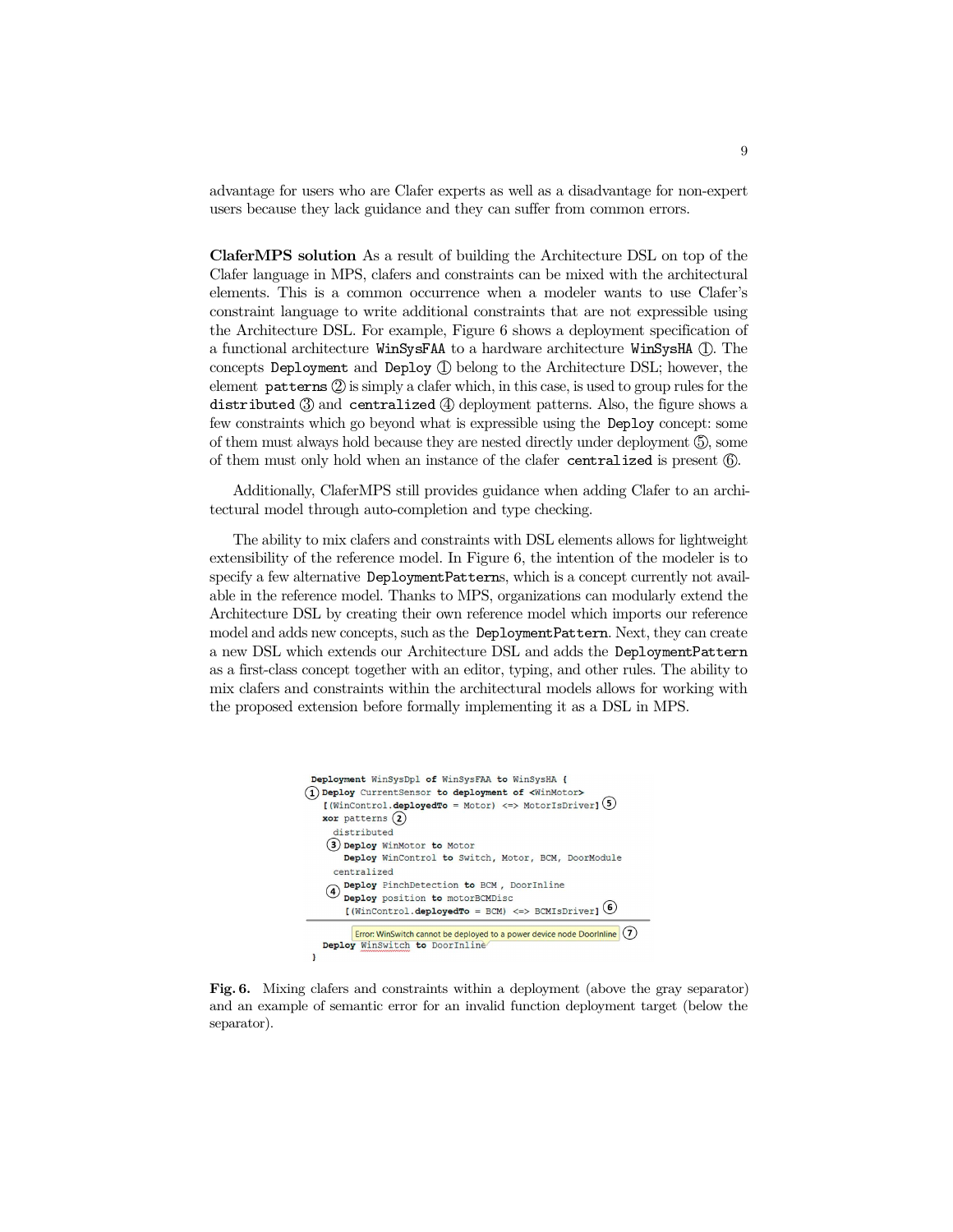advantage for users who are Clafer experts as well as a disadvantage for non-expert users because they lack guidance and they can suffer from common errors.

**ClaferMPS solution** As a result of building the Architecture DSL on top of the Clafer language in MPS, clafers and constraints can be mixed with the architectural elements. This is a common occurrence when a modeler wants to use Clafer's constraint language to write additional constraints that are not expressible using the Architecture DSL. For example, Figure 6 shows a deployment specification of a functional architecture `WinSysFAA` to a hardware architecture `WinSysHA` ①. The concepts `Deployment` and `Deploy` ① belong to the Architecture DSL; however, the element `patterns` ② is simply a clafer which, in this case, is used to group rules for the `distributed` ③ and `centralized` ④ deployment patterns. Also, the figure shows a few constraints which go beyond what is expressible using the `Deploy` concept: some of them must always hold because they are nested directly under deployment ⑤, some of them must only hold when an instance of the clafer `centralized` is present ⑥.

Additionally, ClaferMPS still provides guidance when adding Clafer to an architectural model through auto-completion and type checking.

The ability to mix clafers and constraints with DSL elements allows for lightweight extensibility of the reference model. In Figure 6, the intention of the modeler is to specify a few alternative `DeploymentPattern`s, which is a concept currently not available in the reference model. Thanks to MPS, organizations can modularly extend the Architecture DSL by creating their own reference model which imports our reference model and adds new concepts, such as the `DeploymentPattern`. Next, they can create a new DSL which extends our Architecture DSL and adds the `DeploymentPattern` as a first-class concept together with an editor, typing, and other rules. The ability to mix clafers and constraints within the architectural models allows for working with the proposed extension before formally implementing it as a DSL in MPS.

```
Deployment WinSysDpl of WinSysFAA to WinSysHA {
① Deploy CurrentSensor to deployment of <WinMotor>
  [(WinControl.deployedTo = Motor) <=> MotorIsDriver] ⑤
  xor patterns ②
    distributed
   ③ Deploy WinMotor to Motor
     Deploy WinControl to Switch, Motor, BCM, DoorModule
    centralized
   ④ Deploy PinchDetection to BCM , DoorInline
     Deploy position to motorBCMDisc
     [(WinControl.deployedTo = BCM) <=> BCMIsDriver] ⑥
  ------------------------------------------------------------
      Error: WinSwitch cannot be deployed to a power device node DoorInline ⑦
  Deploy WinSwitch to DoorInline
}
```

**Fig. 6.** Mixing clafers and constraints within a deployment (above the gray separator) and an example of semantic error for an invalid function deployment target (below the separator).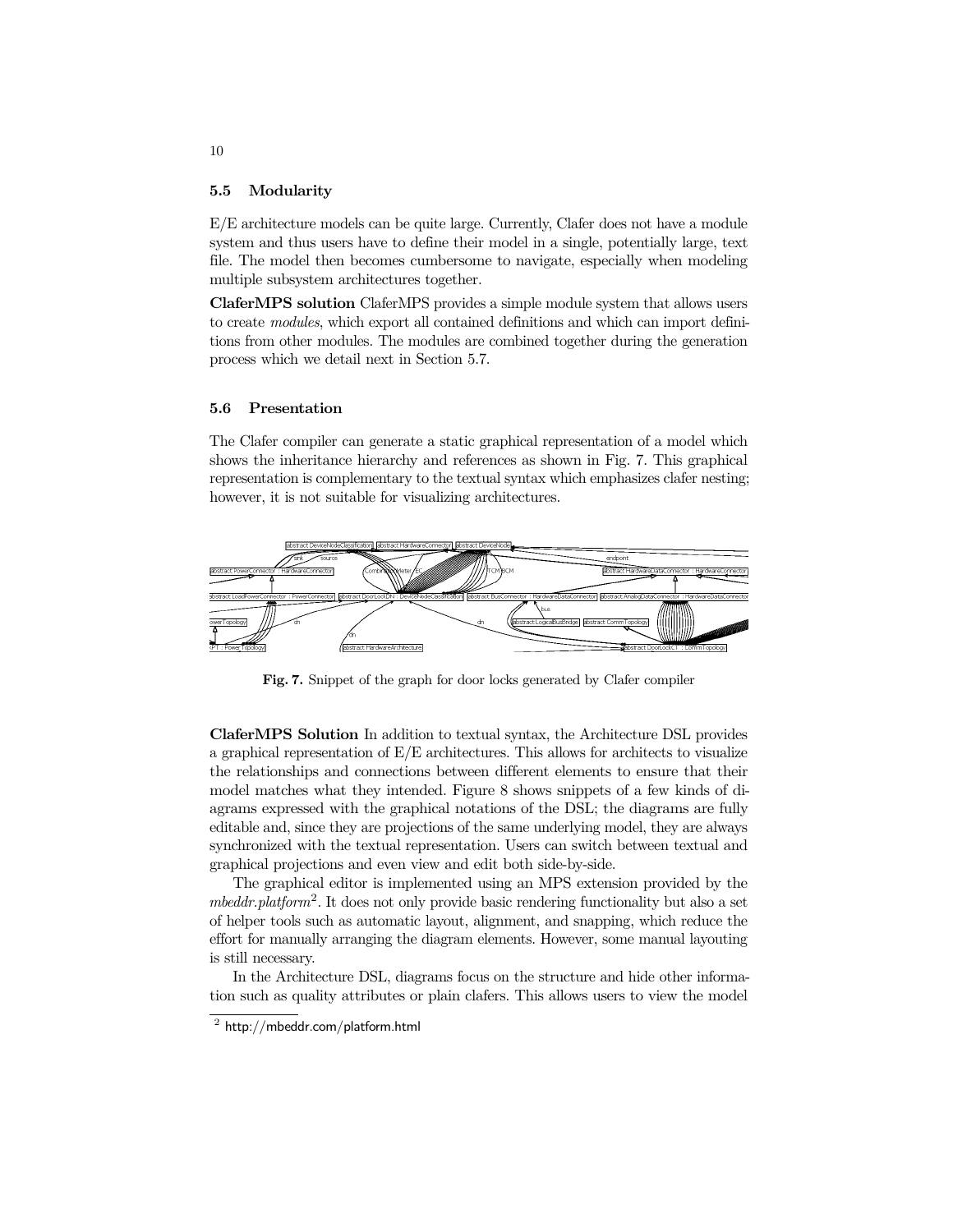### 5.5 Modularity

E/E architecture models can be quite large. Currently, Clafer does not have a module system and thus users have to define their model in a single, potentially large, text file. The model then becomes cumbersome to navigate, especially when modeling multiple subsystem architectures together.

**ClaferMPS solution** ClaferMPS provides a simple module system that allows users to create *modules*, which export all contained definitions and which can import definitions from other modules. The modules are combined together during the generation process which we detail next in Section 5.7.

### 5.6 Presentation

The Clafer compiler can generate a static graphical representation of a model which shows the inheritance hierarchy and references as shown in Fig. 7. This graphical representation is complementary to the textual syntax which emphasizes clafer nesting; however, it is not suitable for visualizing architectures.

**Fig. 7.** Snippet of the graph for door locks generated by Clafer compiler

**ClaferMPS Solution** In addition to textual syntax, the Architecture DSL provides a graphical representation of E/E architectures. This allows for architects to visualize the relationships and connections between different elements to ensure that their model matches what they intended. Figure 8 shows snippets of a few kinds of diagrams expressed with the graphical notations of the DSL; the diagrams are fully editable and, since they are projections of the same underlying model, they are always synchronized with the textual representation. Users can switch between textual and graphical projections and even view and edit both side-by-side.

The graphical editor is implemented using an MPS extension provided by the *mbeddr.platform*[2]. It does not only provide basic rendering functionality but also a set of helper tools such as automatic layout, alignment, and snapping, which reduce the effort for manually arranging the diagram elements. However, some manual layouting is still necessary.

In the Architecture DSL, diagrams focus on the structure and hide other information such as quality attributes or plain clafers. This allows users to view the model

[2] http://mbeddr.com/platform.html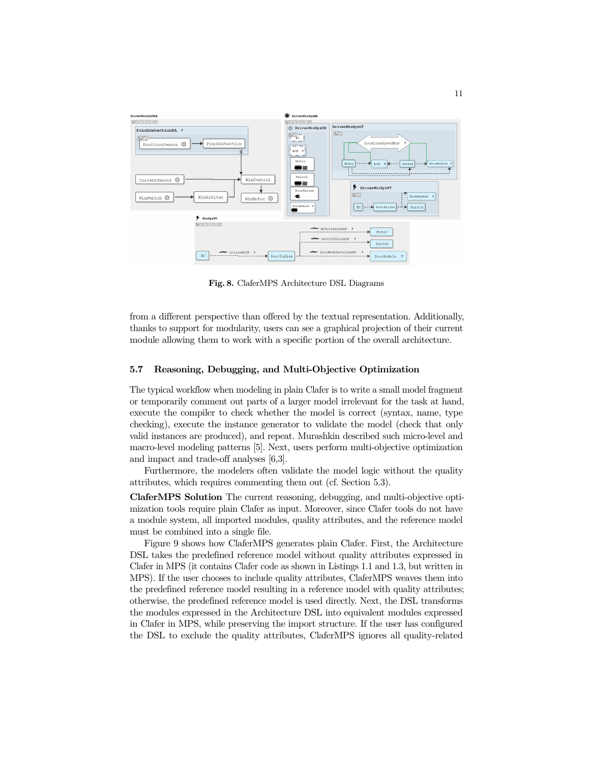**Fig. 8.** ClaferMPS Architecture DSL Diagrams

from a different perspective than offered by the textual representation. Additionally, thanks to support for modularity, users can see a graphical projection of their current module allowing them to work with a specific portion of the overall architecture.

### 5.7 Reasoning, Debugging, and Multi-Objective Optimization

The typical workflow when modeling in plain Clafer is to write a small model fragment or temporarily comment out parts of a larger model irrelevant for the task at hand, execute the compiler to check whether the model is correct (syntax, name, type checking), execute the instance generator to validate the model (check that only valid instances are produced), and repeat. Murashkin described such micro-level and macro-level modeling patterns [5]. Next, users perform multi-objective optimization and impact and trade-off analyses [6,3].

Furthermore, the modelers often validate the model logic without the quality attributes, which requires commenting them out (cf. Section 5.3).

**ClaferMPS Solution** The current reasoning, debugging, and multi-objective optimization tools require plain Clafer as input. Moreover, since Clafer tools do not have a module system, all imported modules, quality attributes, and the reference model must be combined into a single file.

Figure 9 shows how ClaferMPS generates plain Clafer. First, the Architecture DSL takes the predefined reference model without quality attributes expressed in Clafer in MPS (it contains Clafer code as shown in Listings 1.1 and 1.3, but written in MPS). If the user chooses to include quality attributes, ClaferMPS weaves them into the predefined reference model resulting in a reference model with quality attributes; otherwise, the predefined reference model is used directly. Next, the DSL transforms the modules expressed in the Architecture DSL into equivalent modules expressed in Clafer in MPS, while preserving the import structure. If the user has configured the DSL to exclude the quality attributes, ClaferMPS ignores all quality-related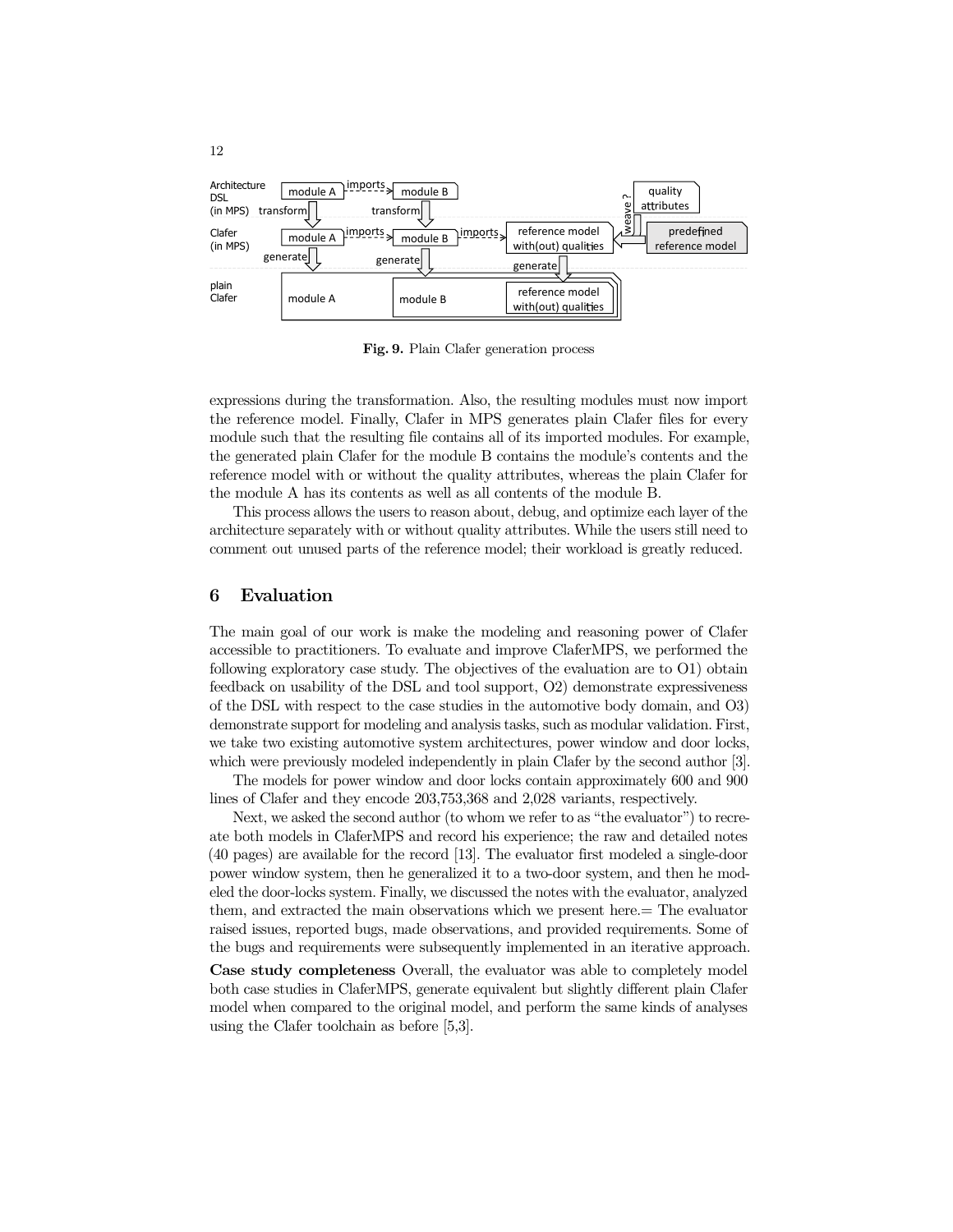Fig. 9. Plain Clafer generation process

expressions during the transformation. Also, the resulting modules must now import the reference model. Finally, Clafer in MPS generates plain Clafer files for every module such that the resulting file contains all of its imported modules. For example, the generated plain Clafer for the module B contains the module's contents and the reference model with or without the quality attributes, whereas the plain Clafer for the module A has its contents as well as all contents of the module B.

This process allows the users to reason about, debug, and optimize each layer of the architecture separately with or without quality attributes. While the users still need to comment out unused parts of the reference model; their workload is greatly reduced.

## 6 Evaluation

The main goal of our work is make the modeling and reasoning power of Clafer accessible to practitioners. To evaluate and improve ClaferMPS, we performed the following exploratory case study. The objectives of the evaluation are to O1) obtain feedback on usability of the DSL and tool support, O2) demonstrate expressiveness of the DSL with respect to the case studies in the automotive body domain, and O3) demonstrate support for modeling and analysis tasks, such as modular validation. First, we take two existing automotive system architectures, power window and door locks, which were previously modeled independently in plain Clafer by the second author [3].

The models for power window and door locks contain approximately 600 and 900 lines of Clafer and they encode 203,753,368 and 2,028 variants, respectively.

Next, we asked the second author (to whom we refer to as "the evaluator") to recreate both models in ClaferMPS and record his experience; the raw and detailed notes (40 pages) are available for the record [13]. The evaluator first modeled a single-door power window system, then he generalized it to a two-door system, and then he modeled the door-locks system. Finally, we discussed the notes with the evaluator, analyzed them, and extracted the main observations which we present here.= The evaluator raised issues, reported bugs, made observations, and provided requirements. Some of the bugs and requirements were subsequently implemented in an iterative approach.

**Case study completeness** Overall, the evaluator was able to completely model both case studies in ClaferMPS, generate equivalent but slightly different plain Clafer model when compared to the original model, and perform the same kinds of analyses using the Clafer toolchain as before [5,3].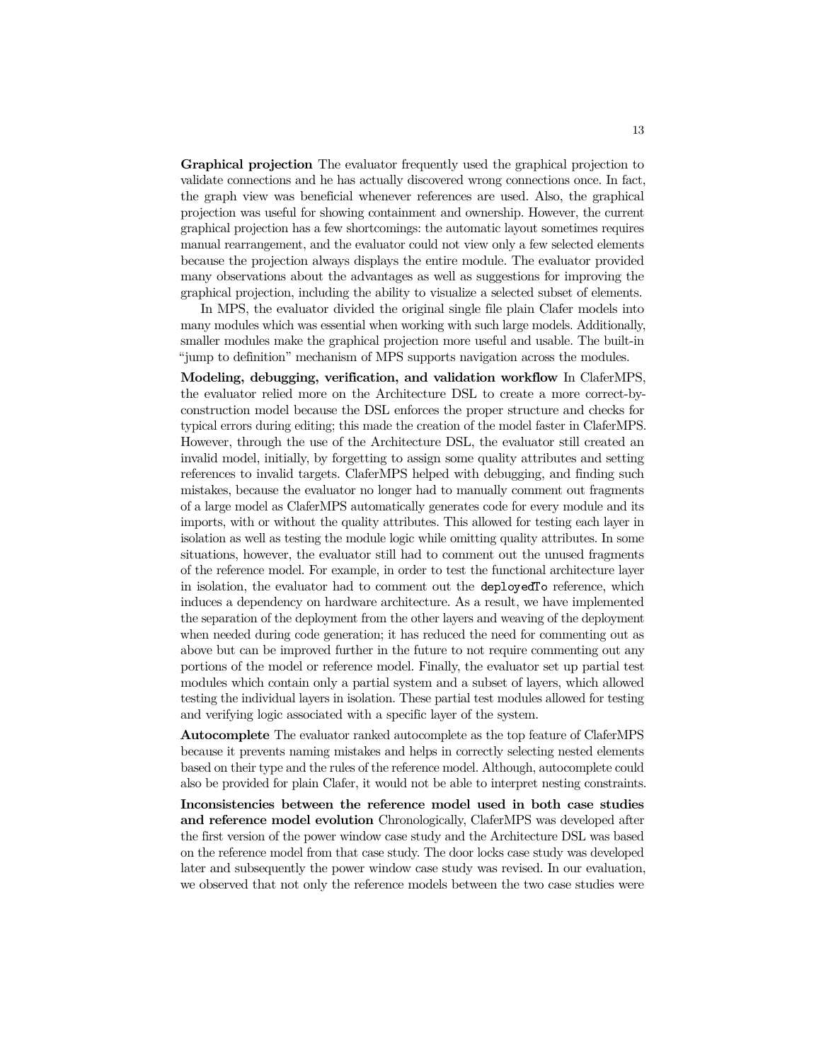**Graphical projection** The evaluator frequently used the graphical projection to validate connections and he has actually discovered wrong connections once. In fact, the graph view was beneficial whenever references are used. Also, the graphical projection was useful for showing containment and ownership. However, the current graphical projection has a few shortcomings: the automatic layout sometimes requires manual rearrangement, and the evaluator could not view only a few selected elements because the projection always displays the entire module. The evaluator provided many observations about the advantages as well as suggestions for improving the graphical projection, including the ability to visualize a selected subset of elements.

In MPS, the evaluator divided the original single file plain Clafer models into many modules which was essential when working with such large models. Additionally, smaller modules make the graphical projection more useful and usable. The built-in "jump to definition" mechanism of MPS supports navigation across the modules.

**Modeling, debugging, verification, and validation workflow** In ClaferMPS, the evaluator relied more on the Architecture DSL to create a more correct-by-construction model because the DSL enforces the proper structure and checks for typical errors during editing; this made the creation of the model faster in ClaferMPS. However, through the use of the Architecture DSL, the evaluator still created an invalid model, initially, by forgetting to assign some quality attributes and setting references to invalid targets. ClaferMPS helped with debugging, and finding such mistakes, because the evaluator no longer had to manually comment out fragments of a large model as ClaferMPS automatically generates code for every module and its imports, with or without the quality attributes. This allowed for testing each layer in isolation as well as testing the module logic while omitting quality attributes. In some situations, however, the evaluator still had to comment out the unused fragments of the reference model. For example, in order to test the functional architecture layer in isolation, the evaluator had to comment out the `deployedTo` reference, which induces a dependency on hardware architecture. As a result, we have implemented the separation of the deployment from the other layers and weaving of the deployment when needed during code generation; it has reduced the need for commenting out as above but can be improved further in the future to not require commenting out any portions of the model or reference model. Finally, the evaluator set up partial test modules which contain only a partial system and a subset of layers, which allowed testing the individual layers in isolation. These partial test modules allowed for testing and verifying logic associated with a specific layer of the system.

**Autocomplete** The evaluator ranked autocomplete as the top feature of ClaferMPS because it prevents naming mistakes and helps in correctly selecting nested elements based on their type and the rules of the reference model. Although, autocomplete could also be provided for plain Clafer, it would not be able to interpret nesting constraints.

**Inconsistencies between the reference model used in both case studies and reference model evolution** Chronologically, ClaferMPS was developed after the first version of the power window case study and the Architecture DSL was based on the reference model from that case study. The door locks case study was developed later and subsequently the power window case study was revised. In our evaluation, we observed that not only the reference models between the two case studies were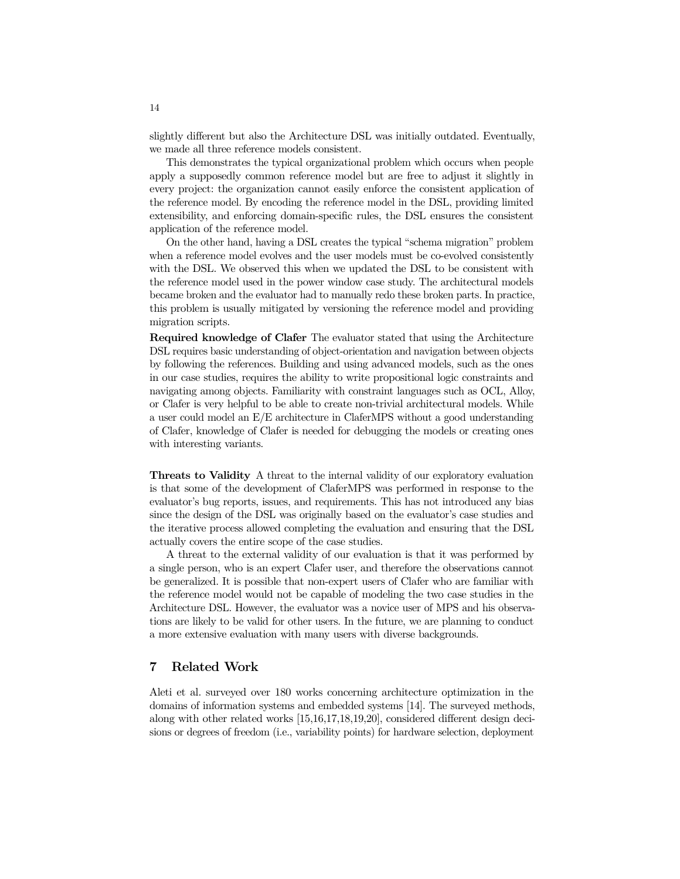slightly different but also the Architecture DSL was initially outdated. Eventually, we made all three reference models consistent.

This demonstrates the typical organizational problem which occurs when people apply a supposedly common reference model but are free to adjust it slightly in every project: the organization cannot easily enforce the consistent application of the reference model. By encoding the reference model in the DSL, providing limited extensibility, and enforcing domain-specific rules, the DSL ensures the consistent application of the reference model.

On the other hand, having a DSL creates the typical "schema migration" problem when a reference model evolves and the user models must be co-evolved consistently with the DSL. We observed this when we updated the DSL to be consistent with the reference model used in the power window case study. The architectural models became broken and the evaluator had to manually redo these broken parts. In practice, this problem is usually mitigated by versioning the reference model and providing migration scripts.

**Required knowledge of Clafer** The evaluator stated that using the Architecture DSL requires basic understanding of object-orientation and navigation between objects by following the references. Building and using advanced models, such as the ones in our case studies, requires the ability to write propositional logic constraints and navigating among objects. Familiarity with constraint languages such as OCL, Alloy, or Clafer is very helpful to be able to create non-trivial architectural models. While a user could model an E/E architecture in ClaferMPS without a good understanding of Clafer, knowledge of Clafer is needed for debugging the models or creating ones with interesting variants.

**Threats to Validity** A threat to the internal validity of our exploratory evaluation is that some of the development of ClaferMPS was performed in response to the evaluator's bug reports, issues, and requirements. This has not introduced any bias since the design of the DSL was originally based on the evaluator's case studies and the iterative process allowed completing the evaluation and ensuring that the DSL actually covers the entire scope of the case studies.

A threat to the external validity of our evaluation is that it was performed by a single person, who is an expert Clafer user, and therefore the observations cannot be generalized. It is possible that non-expert users of Clafer who are familiar with the reference model would not be capable of modeling the two case studies in the Architecture DSL. However, the evaluator was a novice user of MPS and his observations are likely to be valid for other users. In the future, we are planning to conduct a more extensive evaluation with many users with diverse backgrounds.

## 7 Related Work

Aleti et al. surveyed over 180 works concerning architecture optimization in the domains of information systems and embedded systems [14]. The surveyed methods, along with other related works [15,16,17,18,19,20], considered different design decisions or degrees of freedom (i.e., variability points) for hardware selection, deployment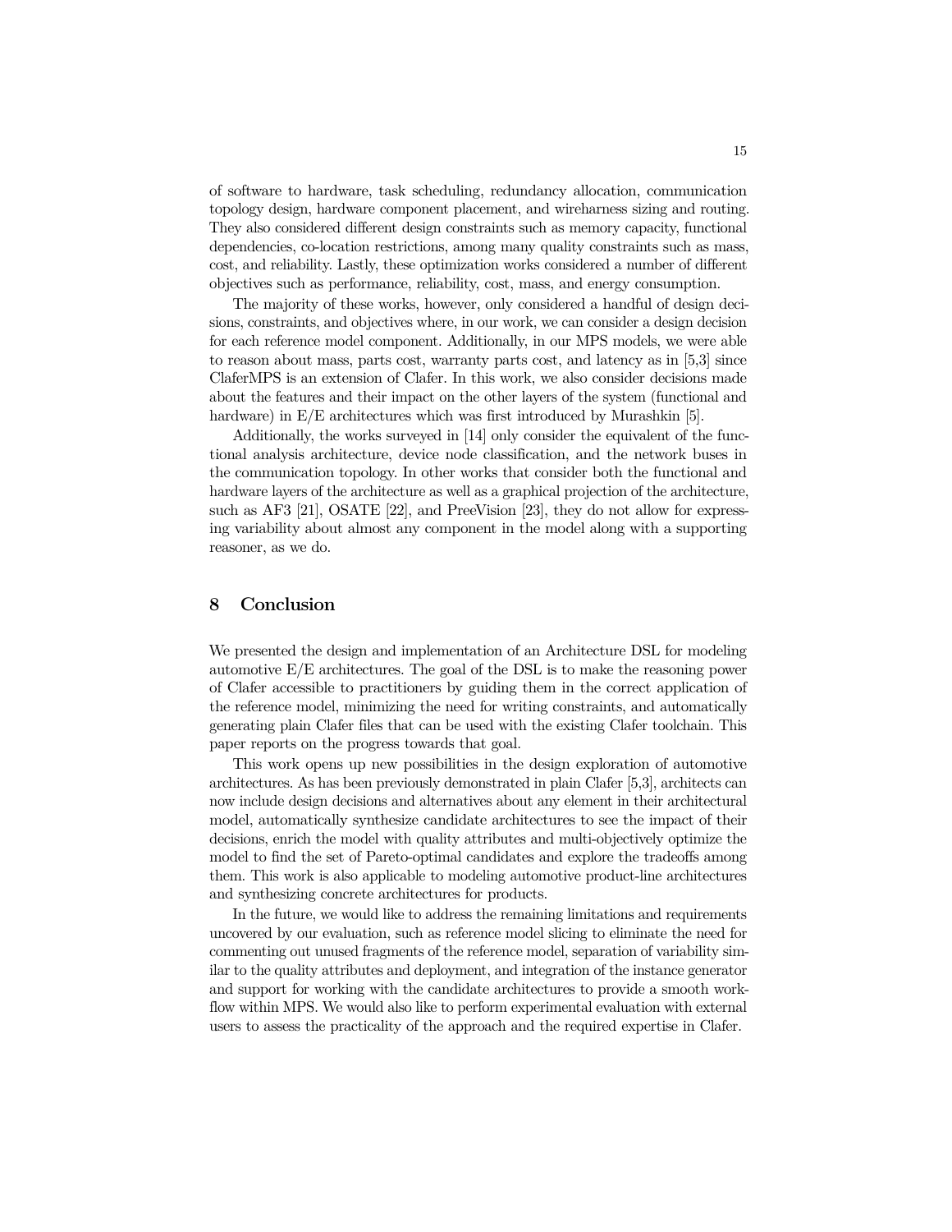of software to hardware, task scheduling, redundancy allocation, communication topology design, hardware component placement, and wireharness sizing and routing. They also considered different design constraints such as memory capacity, functional dependencies, co-location restrictions, among many quality constraints such as mass, cost, and reliability. Lastly, these optimization works considered a number of different objectives such as performance, reliability, cost, mass, and energy consumption.

The majority of these works, however, only considered a handful of design decisions, constraints, and objectives where, in our work, we can consider a design decision for each reference model component. Additionally, in our MPS models, we were able to reason about mass, parts cost, warranty parts cost, and latency as in [5,3] since ClaferMPS is an extension of Clafer. In this work, we also consider decisions made about the features and their impact on the other layers of the system (functional and hardware) in E/E architectures which was first introduced by Murashkin [5].

Additionally, the works surveyed in [14] only consider the equivalent of the functional analysis architecture, device node classification, and the network buses in the communication topology. In other works that consider both the functional and hardware layers of the architecture as well as a graphical projection of the architecture, such as AF3 [21], OSATE [22], and PreeVision [23], they do not allow for expressing variability about almost any component in the model along with a supporting reasoner, as we do.

## 8 Conclusion

We presented the design and implementation of an Architecture DSL for modeling automotive E/E architectures. The goal of the DSL is to make the reasoning power of Clafer accessible to practitioners by guiding them in the correct application of the reference model, minimizing the need for writing constraints, and automatically generating plain Clafer files that can be used with the existing Clafer toolchain. This paper reports on the progress towards that goal.

This work opens up new possibilities in the design exploration of automotive architectures. As has been previously demonstrated in plain Clafer [5,3], architects can now include design decisions and alternatives about any element in their architectural model, automatically synthesize candidate architectures to see the impact of their decisions, enrich the model with quality attributes and multi-objectively optimize the model to find the set of Pareto-optimal candidates and explore the tradeoffs among them. This work is also applicable to modeling automotive product-line architectures and synthesizing concrete architectures for products.

In the future, we would like to address the remaining limitations and requirements uncovered by our evaluation, such as reference model slicing to eliminate the need for commenting out unused fragments of the reference model, separation of variability similar to the quality attributes and deployment, and integration of the instance generator and support for working with the candidate architectures to provide a smooth workflow within MPS. We would also like to perform experimental evaluation with external users to assess the practicality of the approach and the required expertise in Clafer.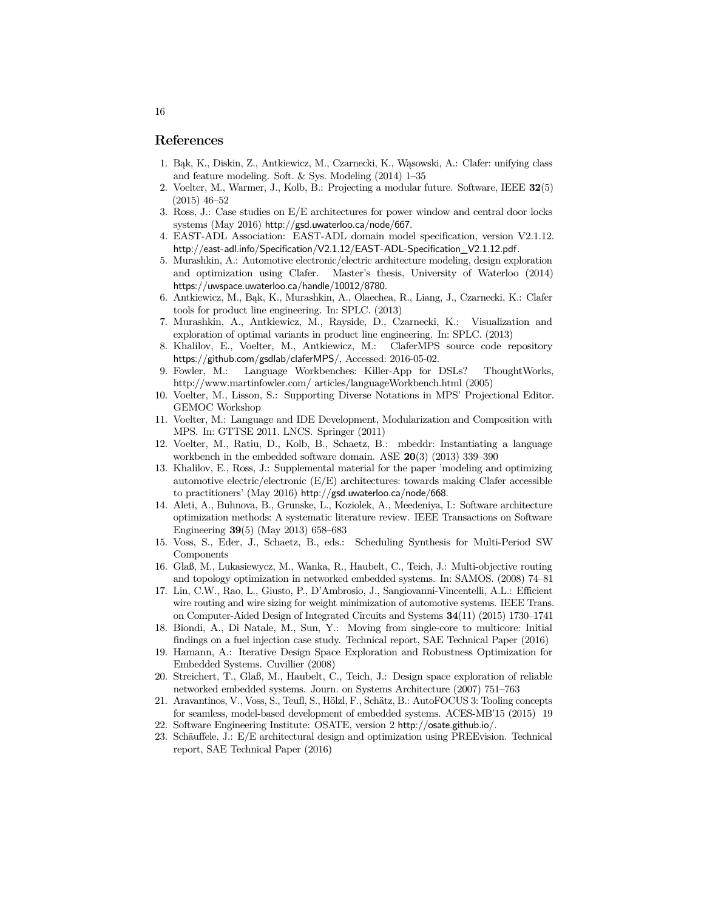## References

1. Bąk, K., Diskin, Z., Antkiewicz, M., Czarnecki, K., Wąsowski, A.: Clafer: unifying class and feature modeling. Soft. & Sys. Modeling (2014) 1–35
2. Voelter, M., Warmer, J., Kolb, B.: Projecting a modular future. Software, IEEE **32**(5) (2015) 46–52
3. Ross, J.: Case studies on E/E architectures for power window and central door locks systems (May 2016) http://gsd.uwaterloo.ca/node/667.
4. EAST-ADL Association: EAST-ADL domain model specification, version V2.1.12. http://east-adl.info/Specification/V2.1.12/EAST-ADL-Specification_V2.1.12.pdf.
5. Murashkin, A.: Automotive electronic/electric architecture modeling, design exploration and optimization using Clafer. Master's thesis, University of Waterloo (2014) https://uwspace.uwaterloo.ca/handle/10012/8780.
6. Antkiewicz, M., Bąk, K., Murashkin, A., Olaechea, R., Liang, J., Czarnecki, K.: Clafer tools for product line engineering. In: SPLC. (2013)
7. Murashkin, A., Antkiewicz, M., Rayside, D., Czarnecki, K.: Visualization and exploration of optimal variants in product line engineering. In: SPLC. (2013)
8. Khalilov, E., Voelter, M., Antkiewicz, M.: ClaferMPS source code repository https://github.com/gsdlab/claferMPS/, Accessed: 2016-05-02.
9. Fowler, M.: Language Workbenches: Killer-App for DSLs? ThoughtWorks, http://www.martinfowler.com/ articles/languageWorkbench.html (2005)
10. Voelter, M., Lisson, S.: Supporting Diverse Notations in MPS' Projectional Editor. GEMOC Workshop
11. Voelter, M.: Language and IDE Development, Modularization and Composition with MPS. In: GTTSE 2011. LNCS. Springer (2011)
12. Voelter, M., Ratiu, D., Kolb, B., Schaetz, B.: mbeddr: Instantiating a language workbench in the embedded software domain. ASE **20**(3) (2013) 339–390
13. Khalilov, E., Ross, J.: Supplemental material for the paper 'modeling and optimizing automotive electric/electronic (E/E) architectures: towards making Clafer accessible to practitioners' (May 2016) http://gsd.uwaterloo.ca/node/668.
14. Aleti, A., Buhnova, B., Grunske, L., Koziolek, A., Meedeniya, I.: Software architecture optimization methods: A systematic literature review. IEEE Transactions on Software Engineering **39**(5) (May 2013) 658–683
15. Voss, S., Eder, J., Schaetz, B., eds.: Scheduling Synthesis for Multi-Period SW Components
16. Glaß, M., Lukasiewycz, M., Wanka, R., Haubelt, C., Teich, J.: Multi-objective routing and topology optimization in networked embedded systems. In: SAMOS. (2008) 74–81
17. Lin, C.W., Rao, L., Giusto, P., D'Ambrosio, J., Sangiovanni-Vincentelli, A.L.: Efficient wire routing and wire sizing for weight minimization of automotive systems. IEEE Trans. on Computer-Aided Design of Integrated Circuits and Systems **34**(11) (2015) 1730–1741
18. Biondi, A., Di Natale, M., Sun, Y.: Moving from single-core to multicore: Initial findings on a fuel injection case study. Technical report, SAE Technical Paper (2016)
19. Hamann, A.: Iterative Design Space Exploration and Robustness Optimization for Embedded Systems. Cuvillier (2008)
20. Streichert, T., Glaß, M., Haubelt, C., Teich, J.: Design space exploration of reliable networked embedded systems. Journ. on Systems Architecture (2007) 751–763
21. Aravantinos, V., Voss, S., Teufl, S., Hölzl, F., Schätz, B.: AutoFOCUS 3: Tooling concepts for seamless, model-based development of embedded systems. ACES-MB'15 (2015) 19
22. Software Engineering Institute: OSATE, version 2 http://osate.github.io/.
23. Schäuffele, J.: E/E architectural design and optimization using PREEvision. Technical report, SAE Technical Paper (2016)